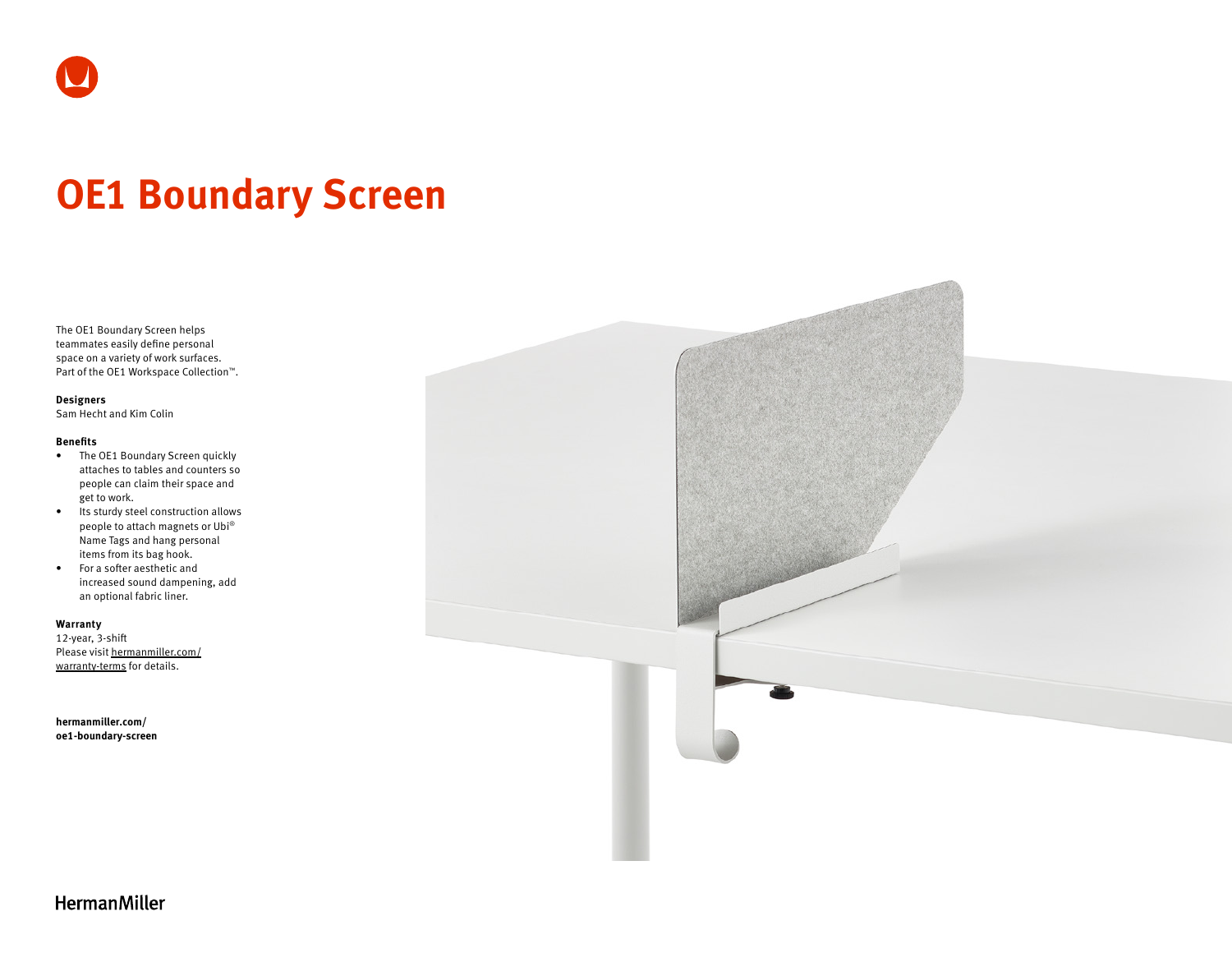# OE1 Boundary Screen

The OE1 Boundary Screen helps teammates easily define personal space on a variety of work surfaces. Part of the OE1 Workspace Collection™.

**Designers**
Sam Hecht and Kim Colin

**Benefits**

- The OE1 Boundary Screen quickly attaches to tables and counters so people can claim their space and get to work.
- Its sturdy steel construction allows people to attach magnets or Ubi® Name Tags and hang personal items from its bag hook.
- For a softer aesthetic and increased sound dampening, add an optional fabric liner.

**Warranty**
12-year, 3-shift
Please visit hermanmiller.com/warranty-terms for details.

**hermanmiller.com/oe1-boundary-screen**

HermanMiller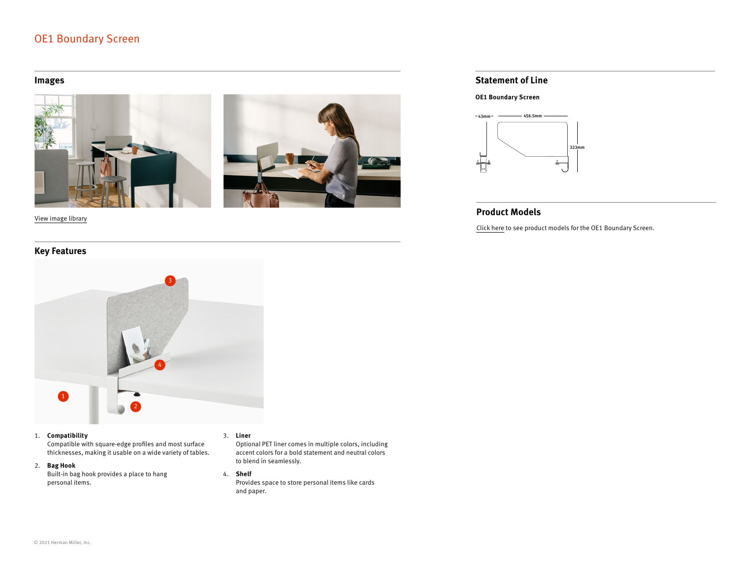# OE1 Boundary Screen

## Images

View image library

## Key Features

1. **Compatibility**
   Compatible with square-edge profiles and most surface thicknesses, making it usable on a wide variety of tables.
2. **Bag Hook**
   Built-in bag hook provides a place to hang personal items.
3. **Liner**
   Optional PET liner comes in multiple colors, including accent colors for a bold statement and neutral colors to blend in seamlessly.
4. **Shelf**
   Provides space to store personal items like cards and paper.

## Statement of Line

**OE1 Boundary Screen**

43mm

456.5mm

323mm

## Product Models

Click here to see product models for the OE1 Boundary Screen.